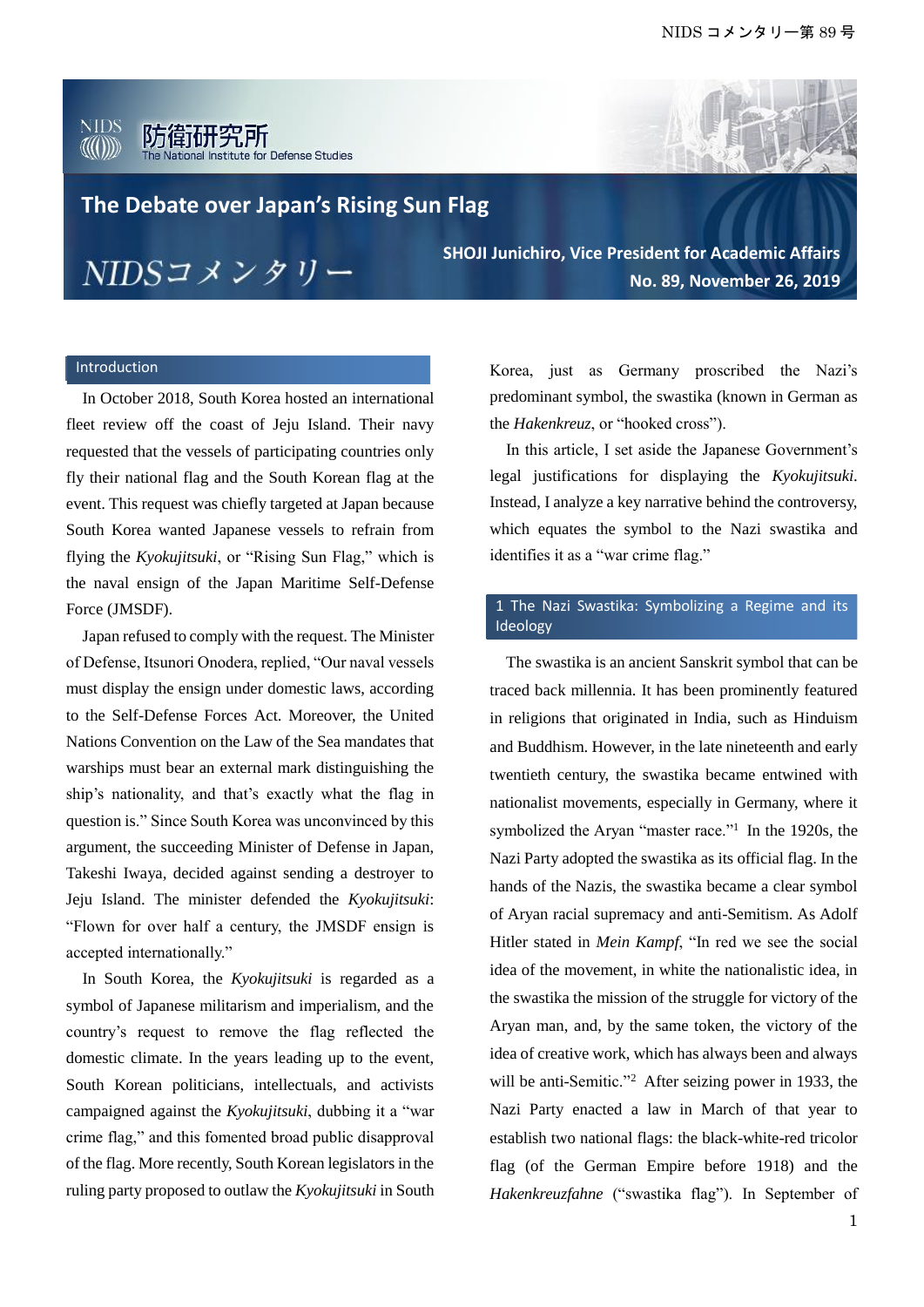# The Debate over Japan's Rising Sun Flag

NIDSコメンタリー

**SHOJI Junichiro, Vice President for Academic Affairs**
**No. 89, November 26, 2019**

## Introduction

In October 2018, South Korea hosted an international fleet review off the coast of Jeju Island. Their navy requested that the vessels of participating countries only fly their national flag and the South Korean flag at the event. This request was chiefly targeted at Japan because South Korea wanted Japanese vessels to refrain from flying the *Kyokujitsuki*, or "Rising Sun Flag," which is the naval ensign of the Japan Maritime Self-Defense Force (JMSDF).

Japan refused to comply with the request. The Minister of Defense, Itsunori Onodera, replied, "Our naval vessels must display the ensign under domestic laws, according to the Self-Defense Forces Act. Moreover, the United Nations Convention on the Law of the Sea mandates that warships must bear an external mark distinguishing the ship's nationality, and that's exactly what the flag in question is." Since South Korea was unconvinced by this argument, the succeeding Minister of Defense in Japan, Takeshi Iwaya, decided against sending a destroyer to Jeju Island. The minister defended the *Kyokujitsuki*: "Flown for over half a century, the JMSDF ensign is accepted internationally."

In South Korea, the *Kyokujitsuki* is regarded as a symbol of Japanese militarism and imperialism, and the country's request to remove the flag reflected the domestic climate. In the years leading up to the event, South Korean politicians, intellectuals, and activists campaigned against the *Kyokujitsuki*, dubbing it a "war crime flag," and this fomented broad public disapproval of the flag. More recently, South Korean legislators in the ruling party proposed to outlaw the *Kyokujitsuki* in South Korea, just as Germany proscribed the Nazi's predominant symbol, the swastika (known in German as the *Hakenkreuz*, or "hooked cross").

In this article, I set aside the Japanese Government's legal justifications for displaying the *Kyokujitsuki*. Instead, I analyze a key narrative behind the controversy, which equates the symbol to the Nazi swastika and identifies it as a "war crime flag."

## 1 The Nazi Swastika: Symbolizing a Regime and its Ideology

The swastika is an ancient Sanskrit symbol that can be traced back millennia. It has been prominently featured in religions that originated in India, such as Hinduism and Buddhism. However, in the late nineteenth and early twentieth century, the swastika became entwined with nationalist movements, especially in Germany, where it symbolized the Aryan "master race."[1] In the 1920s, the Nazi Party adopted the swastika as its official flag. In the hands of the Nazis, the swastika became a clear symbol of Aryan racial supremacy and anti-Semitism. As Adolf Hitler stated in *Mein Kampf*, "In red we see the social idea of the movement, in white the nationalistic idea, in the swastika the mission of the struggle for victory of the Aryan man, and, by the same token, the victory of the idea of creative work, which has always been and always will be anti-Semitic."[2] After seizing power in 1933, the Nazi Party enacted a law in March of that year to establish two national flags: the black-white-red tricolor flag (of the German Empire before 1918) and the *Hakenkreuzfahne* ("swastika flag"). In September of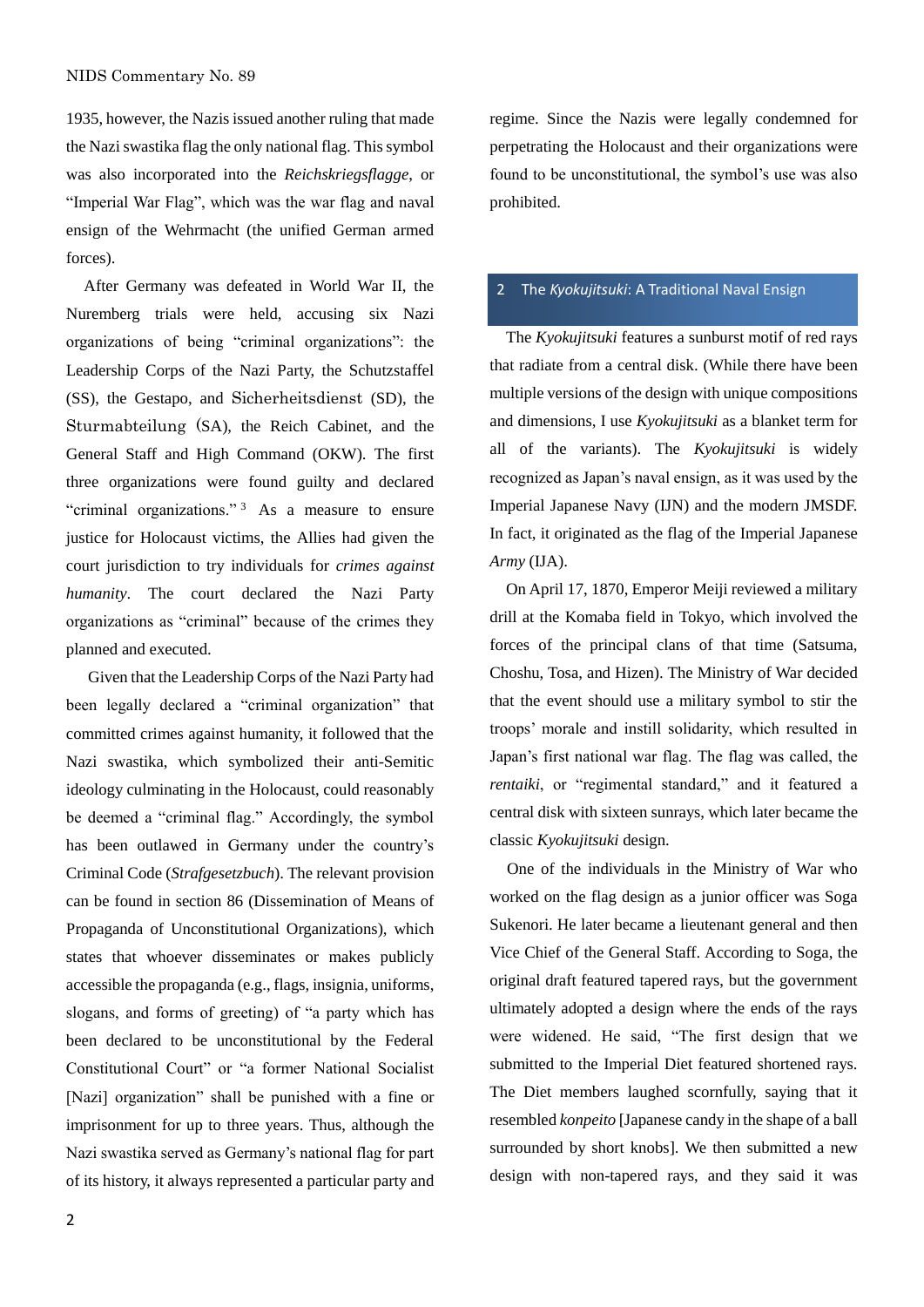1935, however, the Nazis issued another ruling that made the Nazi swastika flag the only national flag. This symbol was also incorporated into the *Reichskriegsflagge*, or "Imperial War Flag", which was the war flag and naval ensign of the Wehrmacht (the unified German armed forces).

After Germany was defeated in World War II, the Nuremberg trials were held, accusing six Nazi organizations of being "criminal organizations": the Leadership Corps of the Nazi Party, the Schutzstaffel (SS), the Gestapo, and Sicherheitsdienst (SD), the Sturmabteilung (SA), the Reich Cabinet, and the General Staff and High Command (OKW). The first three organizations were found guilty and declared "criminal organizations." [3] As a measure to ensure justice for Holocaust victims, the Allies had given the court jurisdiction to try individuals for *crimes against humanity*. The court declared the Nazi Party organizations as "criminal" because of the crimes they planned and executed.

Given that the Leadership Corps of the Nazi Party had been legally declared a "criminal organization" that committed crimes against humanity, it followed that the Nazi swastika, which symbolized their anti-Semitic ideology culminating in the Holocaust, could reasonably be deemed a "criminal flag." Accordingly, the symbol has been outlawed in Germany under the country's Criminal Code (*Strafgesetzbuch*). The relevant provision can be found in section 86 (Dissemination of Means of Propaganda of Unconstitutional Organizations), which states that whoever disseminates or makes publicly accessible the propaganda (e.g., flags, insignia, uniforms, slogans, and forms of greeting) of "a party which has been declared to be unconstitutional by the Federal Constitutional Court" or "a former National Socialist [Nazi] organization" shall be punished with a fine or imprisonment for up to three years. Thus, although the Nazi swastika served as Germany's national flag for part of its history, it always represented a particular party and regime. Since the Nazis were legally condemned for perpetrating the Holocaust and their organizations were found to be unconstitutional, the symbol's use was also prohibited.

## 2 The *Kyokujitsuki*: A Traditional Naval Ensign

The *Kyokujitsuki* features a sunburst motif of red rays that radiate from a central disk. (While there have been multiple versions of the design with unique compositions and dimensions, I use *Kyokujitsuki* as a blanket term for all of the variants). The *Kyokujitsuki* is widely recognized as Japan's naval ensign, as it was used by the Imperial Japanese Navy (IJN) and the modern JMSDF. In fact, it originated as the flag of the Imperial Japanese *Army* (IJA).

On April 17, 1870, Emperor Meiji reviewed a military drill at the Komaba field in Tokyo, which involved the forces of the principal clans of that time (Satsuma, Choshu, Tosa, and Hizen). The Ministry of War decided that the event should use a military symbol to stir the troops' morale and instill solidarity, which resulted in Japan's first national war flag. The flag was called, the *rentaiki*, or "regimental standard," and it featured a central disk with sixteen sunrays, which later became the classic *Kyokujitsuki* design.

One of the individuals in the Ministry of War who worked on the flag design as a junior officer was Soga Sukenori. He later became a lieutenant general and then Vice Chief of the General Staff. According to Soga, the original draft featured tapered rays, but the government ultimately adopted a design where the ends of the rays were widened. He said, "The first design that we submitted to the Imperial Diet featured shortened rays. The Diet members laughed scornfully, saying that it resembled *konpeito* [Japanese candy in the shape of a ball surrounded by short knobs]. We then submitted a new design with non-tapered rays, and they said it was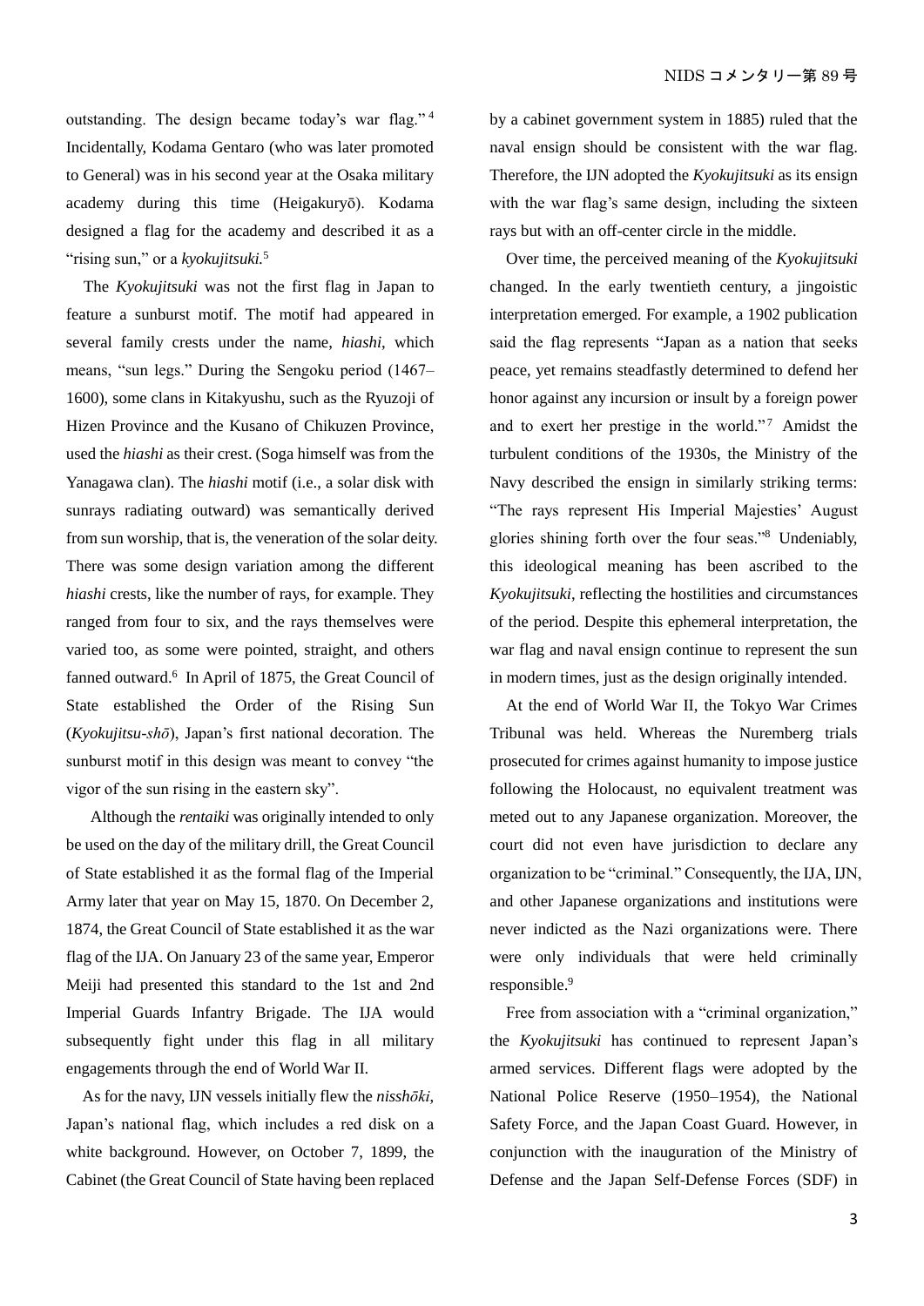outstanding. The design became today's war flag."[4] Incidentally, Kodama Gentaro (who was later promoted to General) was in his second year at the Osaka military academy during this time (Heigakuryō). Kodama designed a flag for the academy and described it as a "rising sun," or a *kyokujitsuki.*[5]

The *Kyokujitsuki* was not the first flag in Japan to feature a sunburst motif. The motif had appeared in several family crests under the name, *hiashi*, which means, "sun legs." During the Sengoku period (1467–1600), some clans in Kitakyushu, such as the Ryuzoji of Hizen Province and the Kusano of Chikuzen Province, used the *hiashi* as their crest. (Soga himself was from the Yanagawa clan). The *hiashi* motif (i.e., a solar disk with sunrays radiating outward) was semantically derived from sun worship, that is, the veneration of the solar deity. There was some design variation among the different *hiashi* crests, like the number of rays, for example. They ranged from four to six, and the rays themselves were varied too, as some were pointed, straight, and others fanned outward.[6] In April of 1875, the Great Council of State established the Order of the Rising Sun (*Kyokujitsu-shō*), Japan's first national decoration. The sunburst motif in this design was meant to convey "the vigor of the sun rising in the eastern sky".

Although the *rentaiki* was originally intended to only be used on the day of the military drill, the Great Council of State established it as the formal flag of the Imperial Army later that year on May 15, 1870. On December 2, 1874, the Great Council of State established it as the war flag of the IJA. On January 23 of the same year, Emperor Meiji had presented this standard to the 1st and 2nd Imperial Guards Infantry Brigade. The IJA would subsequently fight under this flag in all military engagements through the end of World War II.

As for the navy, IJN vessels initially flew the *nisshōki*, Japan's national flag, which includes a red disk on a white background. However, on October 7, 1899, the Cabinet (the Great Council of State having been replaced by a cabinet government system in 1885) ruled that the naval ensign should be consistent with the war flag. Therefore, the IJN adopted the *Kyokujitsuki* as its ensign with the war flag's same design, including the sixteen rays but with an off-center circle in the middle.

Over time, the perceived meaning of the *Kyokujitsuki* changed. In the early twentieth century, a jingoistic interpretation emerged. For example, a 1902 publication said the flag represents "Japan as a nation that seeks peace, yet remains steadfastly determined to defend her honor against any incursion or insult by a foreign power and to exert her prestige in the world."[7] Amidst the turbulent conditions of the 1930s, the Ministry of the Navy described the ensign in similarly striking terms: "The rays represent His Imperial Majesties' August glories shining forth over the four seas."[8] Undeniably, this ideological meaning has been ascribed to the *Kyokujitsuki*, reflecting the hostilities and circumstances of the period. Despite this ephemeral interpretation, the war flag and naval ensign continue to represent the sun in modern times, just as the design originally intended.

At the end of World War II, the Tokyo War Crimes Tribunal was held. Whereas the Nuremberg trials prosecuted for crimes against humanity to impose justice following the Holocaust, no equivalent treatment was meted out to any Japanese organization. Moreover, the court did not even have jurisdiction to declare any organization to be "criminal." Consequently, the IJA, IJN, and other Japanese organizations and institutions were never indicted as the Nazi organizations were. There were only individuals that were held criminally responsible.[9]

Free from association with a "criminal organization," the *Kyokujitsuki* has continued to represent Japan's armed services. Different flags were adopted by the National Police Reserve (1950–1954), the National Safety Force, and the Japan Coast Guard. However, in conjunction with the inauguration of the Ministry of Defense and the Japan Self-Defense Forces (SDF) in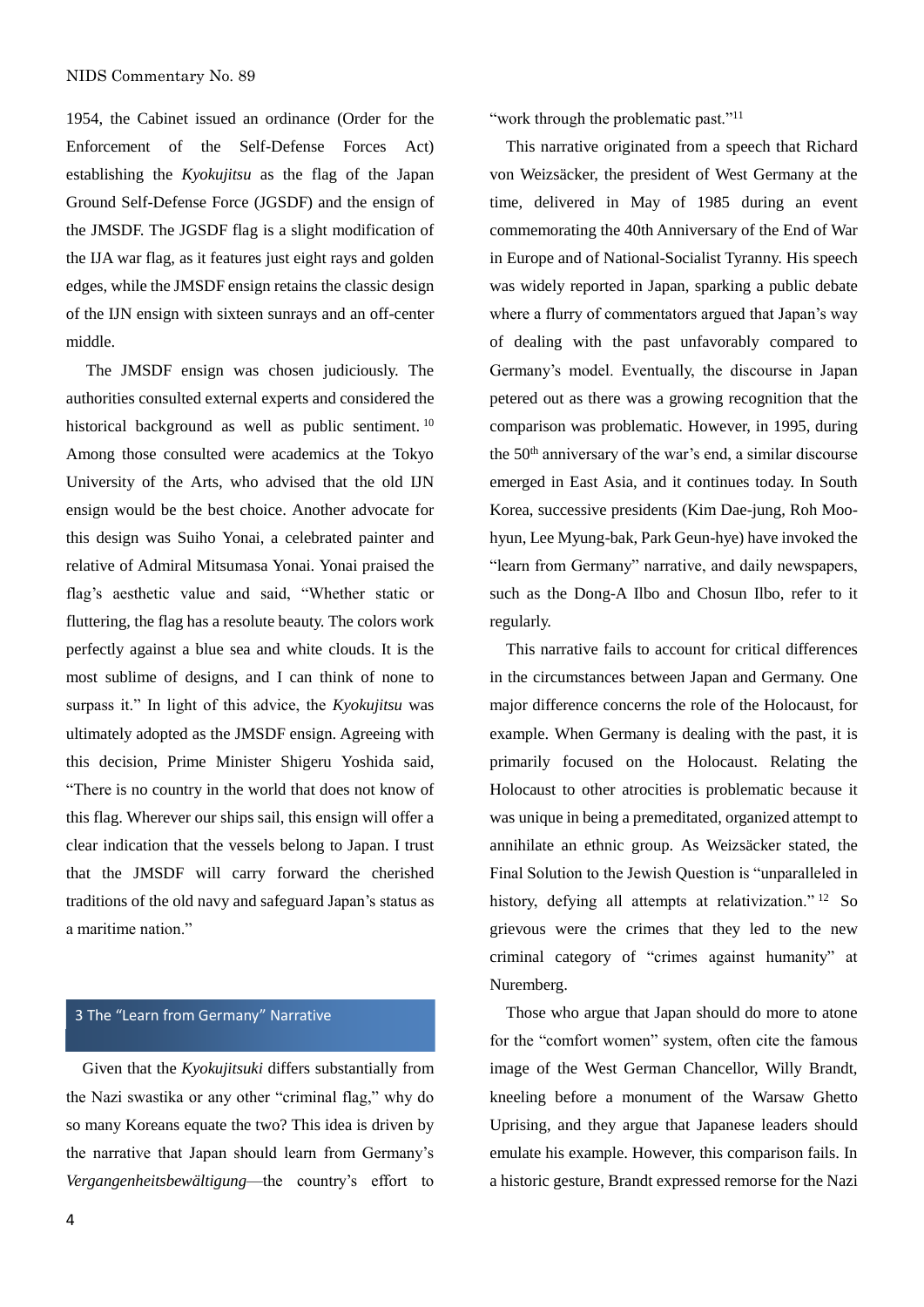1954, the Cabinet issued an ordinance (Order for the Enforcement of the Self-Defense Forces Act) establishing the *Kyokujitsu* as the flag of the Japan Ground Self-Defense Force (JGSDF) and the ensign of the JMSDF. The JGSDF flag is a slight modification of the IJA war flag, as it features just eight rays and golden edges, while the JMSDF ensign retains the classic design of the IJN ensign with sixteen sunrays and an off-center middle.

The JMSDF ensign was chosen judiciously. The authorities consulted external experts and considered the historical background as well as public sentiment.[10] Among those consulted were academics at the Tokyo University of the Arts, who advised that the old IJN ensign would be the best choice. Another advocate for this design was Suiho Yonai, a celebrated painter and relative of Admiral Mitsumasa Yonai. Yonai praised the flag's aesthetic value and said, "Whether static or fluttering, the flag has a resolute beauty. The colors work perfectly against a blue sea and white clouds. It is the most sublime of designs, and I can think of none to surpass it." In light of this advice, the *Kyokujitsu* was ultimately adopted as the JMSDF ensign. Agreeing with this decision, Prime Minister Shigeru Yoshida said, "There is no country in the world that does not know of this flag. Wherever our ships sail, this ensign will offer a clear indication that the vessels belong to Japan. I trust that the JMSDF will carry forward the cherished traditions of the old navy and safeguard Japan's status as a maritime nation."

## 3 The "Learn from Germany" Narrative

Given that the *Kyokujitsuki* differs substantially from the Nazi swastika or any other "criminal flag," why do so many Koreans equate the two? This idea is driven by the narrative that Japan should learn from Germany's *Vergangenheitsbewältigung*—the country's effort to "work through the problematic past."[11]

This narrative originated from a speech that Richard von Weizsäcker, the president of West Germany at the time, delivered in May of 1985 during an event commemorating the 40th Anniversary of the End of War in Europe and of National-Socialist Tyranny. His speech was widely reported in Japan, sparking a public debate where a flurry of commentators argued that Japan's way of dealing with the past unfavorably compared to Germany's model. Eventually, the discourse in Japan petered out as there was a growing recognition that the comparison was problematic. However, in 1995, during the 50th anniversary of the war's end, a similar discourse emerged in East Asia, and it continues today. In South Korea, successive presidents (Kim Dae-jung, Roh Moo-hyun, Lee Myung-bak, Park Geun-hye) have invoked the "learn from Germany" narrative, and daily newspapers, such as the Dong-A Ilbo and Chosun Ilbo, refer to it regularly.

This narrative fails to account for critical differences in the circumstances between Japan and Germany. One major difference concerns the role of the Holocaust, for example. When Germany is dealing with the past, it is primarily focused on the Holocaust. Relating the Holocaust to other atrocities is problematic because it was unique in being a premeditated, organized attempt to annihilate an ethnic group. As Weizsäcker stated, the Final Solution to the Jewish Question is "unparalleled in history, defying all attempts at relativization."[12] So grievous were the crimes that they led to the new criminal category of "crimes against humanity" at Nuremberg.

Those who argue that Japan should do more to atone for the "comfort women" system, often cite the famous image of the West German Chancellor, Willy Brandt, kneeling before a monument of the Warsaw Ghetto Uprising, and they argue that Japanese leaders should emulate his example. However, this comparison fails. In a historic gesture, Brandt expressed remorse for the Nazi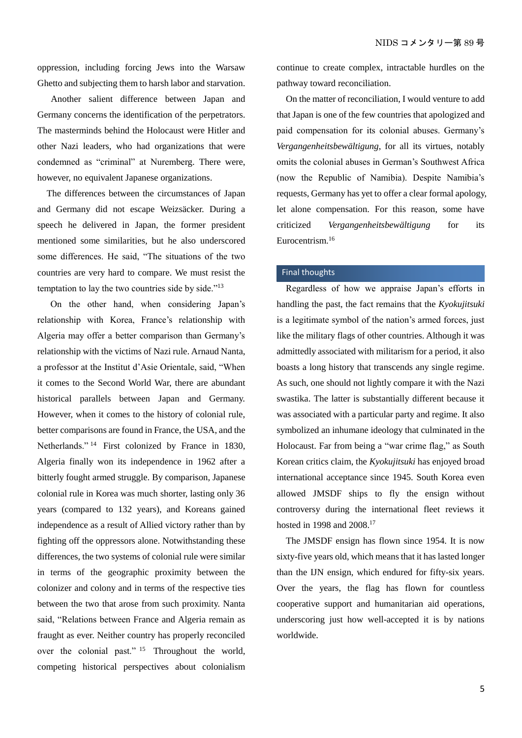oppression, including forcing Jews into the Warsaw Ghetto and subjecting them to harsh labor and starvation.

Another salient difference between Japan and Germany concerns the identification of the perpetrators. The masterminds behind the Holocaust were Hitler and other Nazi leaders, who had organizations that were condemned as "criminal" at Nuremberg. There were, however, no equivalent Japanese organizations.

The differences between the circumstances of Japan and Germany did not escape Weizsäcker. During a speech he delivered in Japan, the former president mentioned some similarities, but he also underscored some differences. He said, "The situations of the two countries are very hard to compare. We must resist the temptation to lay the two countries side by side."[13]

On the other hand, when considering Japan's relationship with Korea, France's relationship with Algeria may offer a better comparison than Germany's relationship with the victims of Nazi rule. Arnaud Nanta, a professor at the Institut d'Asie Orientale, said, "When it comes to the Second World War, there are abundant historical parallels between Japan and Germany. However, when it comes to the history of colonial rule, better comparisons are found in France, the USA, and the Netherlands."[14] First colonized by France in 1830, Algeria finally won its independence in 1962 after a bitterly fought armed struggle. By comparison, Japanese colonial rule in Korea was much shorter, lasting only 36 years (compared to 132 years), and Koreans gained independence as a result of Allied victory rather than by fighting off the oppressors alone. Notwithstanding these differences, the two systems of colonial rule were similar in terms of the geographic proximity between the colonizer and colony and in terms of the respective ties between the two that arose from such proximity. Nanta said, "Relations between France and Algeria remain as fraught as ever. Neither country has properly reconciled over the colonial past."[15] Throughout the world, competing historical perspectives about colonialism continue to create complex, intractable hurdles on the pathway toward reconciliation.

On the matter of reconciliation, I would venture to add that Japan is one of the few countries that apologized and paid compensation for its colonial abuses. Germany's *Vergangenheitsbewältigung*, for all its virtues, notably omits the colonial abuses in German's Southwest Africa (now the Republic of Namibia). Despite Namibia's requests, Germany has yet to offer a clear formal apology, let alone compensation. For this reason, some have criticized *Vergangenheitsbewältigung* for its Eurocentrism.[16]

## Final thoughts

Regardless of how we appraise Japan's efforts in handling the past, the fact remains that the *Kyokujitsuki* is a legitimate symbol of the nation's armed forces, just like the military flags of other countries. Although it was admittedly associated with militarism for a period, it also boasts a long history that transcends any single regime. As such, one should not lightly compare it with the Nazi swastika. The latter is substantially different because it was associated with a particular party and regime. It also symbolized an inhumane ideology that culminated in the Holocaust. Far from being a "war crime flag," as South Korean critics claim, the *Kyokujitsuki* has enjoyed broad international acceptance since 1945. South Korea even allowed JMSDF ships to fly the ensign without controversy during the international fleet reviews it hosted in 1998 and 2008.[17]

The JMSDF ensign has flown since 1954. It is now sixty-five years old, which means that it has lasted longer than the IJN ensign, which endured for fifty-six years. Over the years, the flag has flown for countless cooperative support and humanitarian aid operations, underscoring just how well-accepted it is by nations worldwide.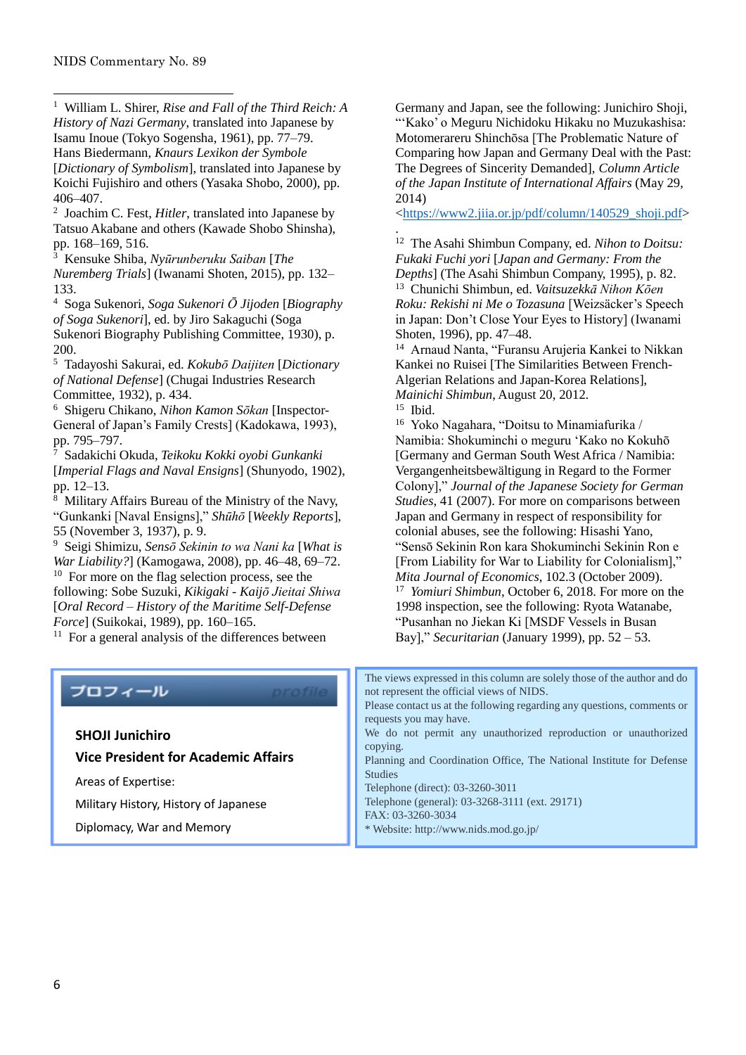[1] William L. Shirer, *Rise and Fall of the Third Reich: A History of Nazi Germany*, translated into Japanese by Isamu Inoue (Tokyo Sogensha, 1961), pp. 77–79. Hans Biedermann, *Knaurs Lexikon der Symbole* [*Dictionary of Symbolism*], translated into Japanese by Koichi Fujishiro and others (Yasaka Shobo, 2000), pp. 406–407.

[2] Joachim C. Fest, *Hitler*, translated into Japanese by Tatsuo Akabane and others (Kawade Shobo Shinsha), pp. 168–169, 516.

[3] Kensuke Shiba, *Nyūrunberuku Saiban* [*The Nuremberg Trials*] (Iwanami Shoten, 2015), pp. 132–133.

[4] Soga Sukenori, *Soga Sukenori Ō Jijoden* [*Biography of Soga Sukenori*], ed. by Jiro Sakaguchi (Soga Sukenori Biography Publishing Committee, 1930), p. 200.

[5] Tadayoshi Sakurai, ed. *Kokubō Daijiten* [*Dictionary of National Defense*] (Chugai Industries Research Committee, 1932), p. 434.

[6] Shigeru Chikano, *Nihon Kamon Sōkan* [Inspector-General of Japan's Family Crests] (Kadokawa, 1993), pp. 795–797.

[7] Sadakichi Okuda, *Teikoku Kokki oyobi Gunkanki* [*Imperial Flags and Naval Ensigns*] (Shunyodo, 1902), pp. 12–13.

[8] Military Affairs Bureau of the Ministry of the Navy, "Gunkanki [Naval Ensigns]," *Shūhō* [*Weekly Reports*], 55 (November 3, 1937), p. 9.

[9] Seigi Shimizu, *Sensō Sekinin to wa Nani ka* [*What is War Liability?*] (Kamogawa, 2008), pp. 46–48, 69–72.

[10] For more on the flag selection process, see the following: Sobe Suzuki, *Kikigaki - Kaijō Jieitai Shiwa* [*Oral Record – History of the Maritime Self-Defense Force*] (Suikokai, 1989), pp. 160–165.

[11] For a general analysis of the differences between Germany and Japan, see the following: Junichiro Shoji, "'Kako' o Meguru Nichidoku Hikaku no Muzukashisa: Motomerareru Shinchōsa [The Problematic Nature of Comparing how Japan and Germany Deal with the Past: The Degrees of Sincerity Demanded], *Column Article of the Japan Institute of International Affairs* (May 29, 2014) <https://www2.jiia.or.jp/pdf/column/140529_shoji.pdf>.

[12] The Asahi Shimbun Company, ed. *Nihon to Doitsu: Fukaki Fuchi yori* [*Japan and Germany: From the Depths*] (The Asahi Shimbun Company, 1995), p. 82.

[13] Chunichi Shimbun, ed. *Vaitsuzekkā Nihon Kōen Roku: Rekishi ni Me o Tozasuna* [Weizsäcker's Speech in Japan: Don't Close Your Eyes to History] (Iwanami Shoten, 1996), pp. 47–48.

[14] Arnaud Nanta, "Furansu Arujeria Kankei to Nikkan Kankei no Ruisei [The Similarities Between French-Algerian Relations and Japan-Korea Relations], *Mainichi Shimbun*, August 20, 2012.

[15] Ibid.

[16] Yoko Nagahara, "Doitsu to Minamiafurika / Namibia: Shokuminchi o meguru 'Kako no Kokuhō [Germany and German South West Africa / Namibia: Vergangenheitsbewältigung in Regard to the Former Colony]," *Journal of the Japanese Society for German Studies*, 41 (2007). For more on comparisons between Japan and Germany in respect of responsibility for colonial abuses, see the following: Hisashi Yano, "Sensō Sekinin Ron kara Shokuminchi Sekinin Ron e [From Liability for War to Liability for Colonialism]," *Mita Journal of Economics*, 102.3 (October 2009).

[17] *Yomiuri Shimbun*, October 6, 2018. For more on the 1998 inspection, see the following: Ryota Watanabe, "Pusanhan no Jiekan Ki [MSDF Vessels in Busan Bay]," *Securitarian* (January 1999), pp. 52 – 53.

プロフィール profile

**SHOJI Junichiro**

**Vice President for Academic Affairs**

Areas of Expertise:

Military History, History of Japanese Diplomacy, War and Memory

The views expressed in this column are solely those of the author and do not represent the official views of NIDS.
Please contact us at the following regarding any questions, comments or requests you may have.
We do not permit any unauthorized reproduction or unauthorized copying.
Planning and Coordination Office, The National Institute for Defense Studies
Telephone (direct): 03-3260-3011
Telephone (general): 03-3268-3111 (ext. 29171)
FAX: 03-3260-3034
* Website: http://www.nids.mod.go.jp/